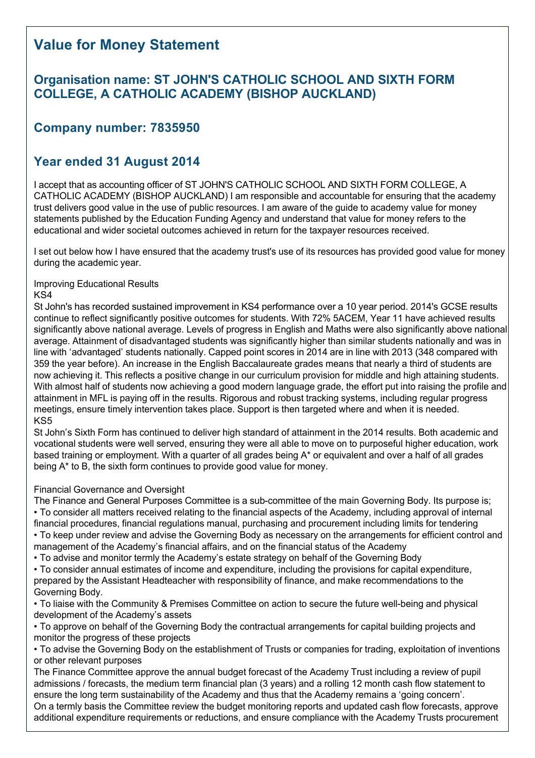# Value for Money Statement

## Organisation name: ST JOHN'S CATHOLIC SCHOOL AND SIXTH FORM COLLEGE, A CATHOLIC ACADEMY (BISHOP AUCKLAND)

## Company number: 7835950

## Year ended 31 August 2014

I accept that as accounting officer of ST JOHN'S CATHOLIC SCHOOL AND SIXTH FORM COLLEGE, A CATHOLIC ACADEMY (BISHOP AUCKLAND) I am responsible and accountable for ensuring that the academy trust delivers good value in the use of public resources. I am aware of the guide to academy value for money statements published by the Education Funding Agency and understand that value for money refers to the educational and wider societal outcomes achieved in return for the taxpayer resources received.

I set out below how I have ensured that the academy trust's use of its resources has provided good value for money during the academic year.

Improving Educational Results
KS4
St John's has recorded sustained improvement in KS4 performance over a 10 year period. 2014's GCSE results continue to reflect significantly positive outcomes for students. With 72% 5ACEM, Year 11 have achieved results significantly above national average. Levels of progress in English and Maths were also significantly above national average. Attainment of disadvantaged students was significantly higher than similar students nationally and was in line with 'advantaged' students nationally. Capped point scores in 2014 are in line with 2013 (348 compared with 359 the year before). An increase in the English Baccalaureate grades means that nearly a third of students are now achieving it. This reflects a positive change in our curriculum provision for middle and high attaining students. With almost half of students now achieving a good modern language grade, the effort put into raising the profile and attainment in MFL is paying off in the results. Rigorous and robust tracking systems, including regular progress meetings, ensure timely intervention takes place. Support is then targeted where and when it is needed.
KS5
St John's Sixth Form has continued to deliver high standard of attainment in the 2014 results. Both academic and vocational students were well served, ensuring they were all able to move on to purposeful higher education, work based training or employment. With a quarter of all grades being A* or equivalent and over a half of all grades being A* to B, the sixth form continues to provide good value for money.

Financial Governance and Oversight
The Finance and General Purposes Committee is a sub-committee of the main Governing Body. Its purpose is;
- To consider all matters received relating to the financial aspects of the Academy, including approval of internal financial procedures, financial regulations manual, purchasing and procurement including limits for tendering
- To keep under review and advise the Governing Body as necessary on the arrangements for efficient control and management of the Academy's financial affairs, and on the financial status of the Academy
- To advise and monitor termly the Academy's estate strategy on behalf of the Governing Body
- To consider annual estimates of income and expenditure, including the provisions for capital expenditure, prepared by the Assistant Headteacher with responsibility of finance, and make recommendations to the Governing Body.
- To liaise with the Community & Premises Committee on action to secure the future well-being and physical development of the Academy's assets
- To approve on behalf of the Governing Body the contractual arrangements for capital building projects and monitor the progress of these projects
- To advise the Governing Body on the establishment of Trusts or companies for trading, exploitation of inventions or other relevant purposes

The Finance Committee approve the annual budget forecast of the Academy Trust including a review of pupil admissions / forecasts, the medium term financial plan (3 years) and a rolling 12 month cash flow statement to ensure the long term sustainability of the Academy and thus that the Academy remains a 'going concern'.
On a termly basis the Committee review the budget monitoring reports and updated cash flow forecasts, approve additional expenditure requirements or reductions, and ensure compliance with the Academy Trusts procurement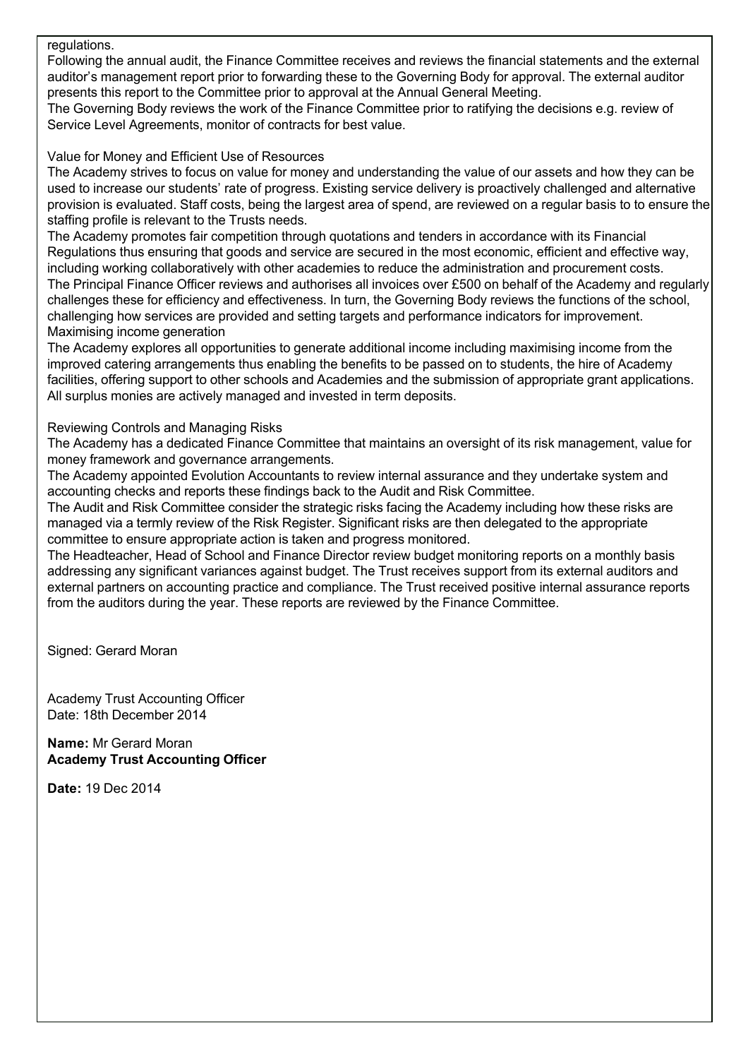regulations.

Following the annual audit, the Finance Committee receives and reviews the financial statements and the external auditor's management report prior to forwarding these to the Governing Body for approval. The external auditor presents this report to the Committee prior to approval at the Annual General Meeting.

The Governing Body reviews the work of the Finance Committee prior to ratifying the decisions e.g. review of Service Level Agreements, monitor of contracts for best value.

Value for Money and Efficient Use of Resources

The Academy strives to focus on value for money and understanding the value of our assets and how they can be used to increase our students' rate of progress. Existing service delivery is proactively challenged and alternative provision is evaluated. Staff costs, being the largest area of spend, are reviewed on a regular basis to to ensure the staffing profile is relevant to the Trusts needs.

The Academy promotes fair competition through quotations and tenders in accordance with its Financial Regulations thus ensuring that goods and service are secured in the most economic, efficient and effective way, including working collaboratively with other academies to reduce the administration and procurement costs.

The Principal Finance Officer reviews and authorises all invoices over £500 on behalf of the Academy and regularly challenges these for efficiency and effectiveness. In turn, the Governing Body reviews the functions of the school, challenging how services are provided and setting targets and performance indicators for improvement.

Maximising income generation

The Academy explores all opportunities to generate additional income including maximising income from the improved catering arrangements thus enabling the benefits to be passed on to students, the hire of Academy facilities, offering support to other schools and Academies and the submission of appropriate grant applications. All surplus monies are actively managed and invested in term deposits.

Reviewing Controls and Managing Risks

The Academy has a dedicated Finance Committee that maintains an oversight of its risk management, value for money framework and governance arrangements.

The Academy appointed Evolution Accountants to review internal assurance and they undertake system and accounting checks and reports these findings back to the Audit and Risk Committee.

The Audit and Risk Committee consider the strategic risks facing the Academy including how these risks are managed via a termly review of the Risk Register. Significant risks are then delegated to the appropriate committee to ensure appropriate action is taken and progress monitored.

The Headteacher, Head of School and Finance Director review budget monitoring reports on a monthly basis addressing any significant variances against budget. The Trust receives support from its external auditors and external partners on accounting practice and compliance. The Trust received positive internal assurance reports from the auditors during the year. These reports are reviewed by the Finance Committee.

Signed: Gerard Moran

Academy Trust Accounting Officer
Date: 18th December 2014

**Name:** Mr Gerard Moran
**Academy Trust Accounting Officer**

**Date:** 19 Dec 2014